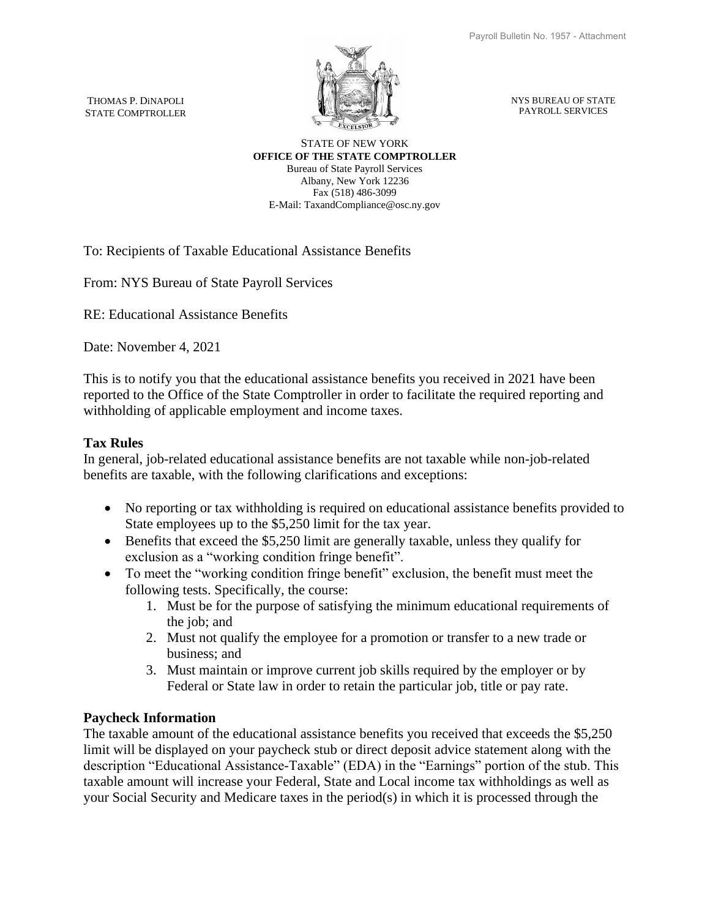THOMAS P. DiNAPOLI
STATE COMPTROLLER

NYS BUREAU OF STATE
PAYROLL SERVICES

STATE OF NEW YORK
**OFFICE OF THE STATE COMPTROLLER**
Bureau of State Payroll Services
Albany, New York 12236
Fax (518) 486-3099
E-Mail: TaxandCompliance@osc.ny.gov

To: Recipients of Taxable Educational Assistance Benefits

From: NYS Bureau of State Payroll Services

RE: Educational Assistance Benefits

Date: November 4, 2021

This is to notify you that the educational assistance benefits you received in 2021 have been reported to the Office of the State Comptroller in order to facilitate the required reporting and withholding of applicable employment and income taxes.

**Tax Rules**

In general, job-related educational assistance benefits are not taxable while non-job-related benefits are taxable, with the following clarifications and exceptions:

- No reporting or tax withholding is required on educational assistance benefits provided to State employees up to the $5,250 limit for the tax year.
- Benefits that exceed the $5,250 limit are generally taxable, unless they qualify for exclusion as a "working condition fringe benefit".
- To meet the "working condition fringe benefit" exclusion, the benefit must meet the following tests. Specifically, the course:
  1. Must be for the purpose of satisfying the minimum educational requirements of the job; and
  2. Must not qualify the employee for a promotion or transfer to a new trade or business; and
  3. Must maintain or improve current job skills required by the employer or by Federal or State law in order to retain the particular job, title or pay rate.

**Paycheck Information**

The taxable amount of the educational assistance benefits you received that exceeds the $5,250 limit will be displayed on your paycheck stub or direct deposit advice statement along with the description "Educational Assistance-Taxable" (EDA) in the "Earnings" portion of the stub. This taxable amount will increase your Federal, State and Local income tax withholdings as well as your Social Security and Medicare taxes in the period(s) in which it is processed through the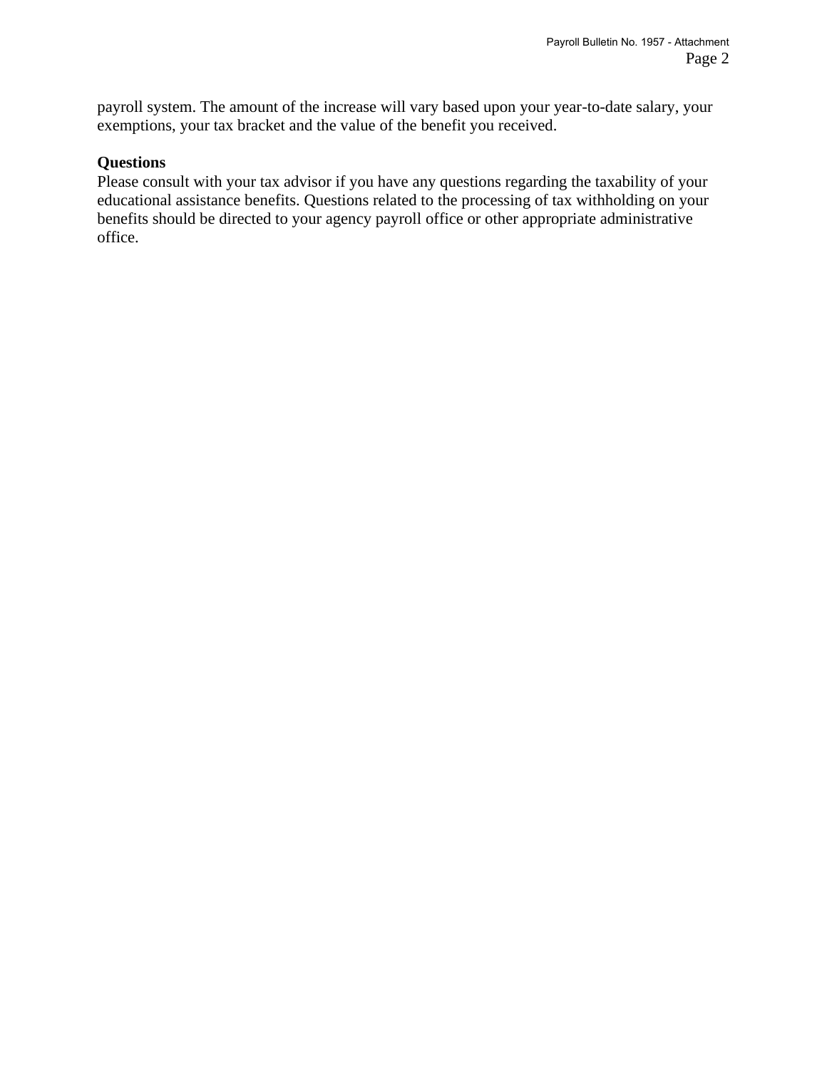payroll system. The amount of the increase will vary based upon your year-to-date salary, your exemptions, your tax bracket and the value of the benefit you received.

**Questions**

Please consult with your tax advisor if you have any questions regarding the taxability of your educational assistance benefits. Questions related to the processing of tax withholding on your benefits should be directed to your agency payroll office or other appropriate administrative office.